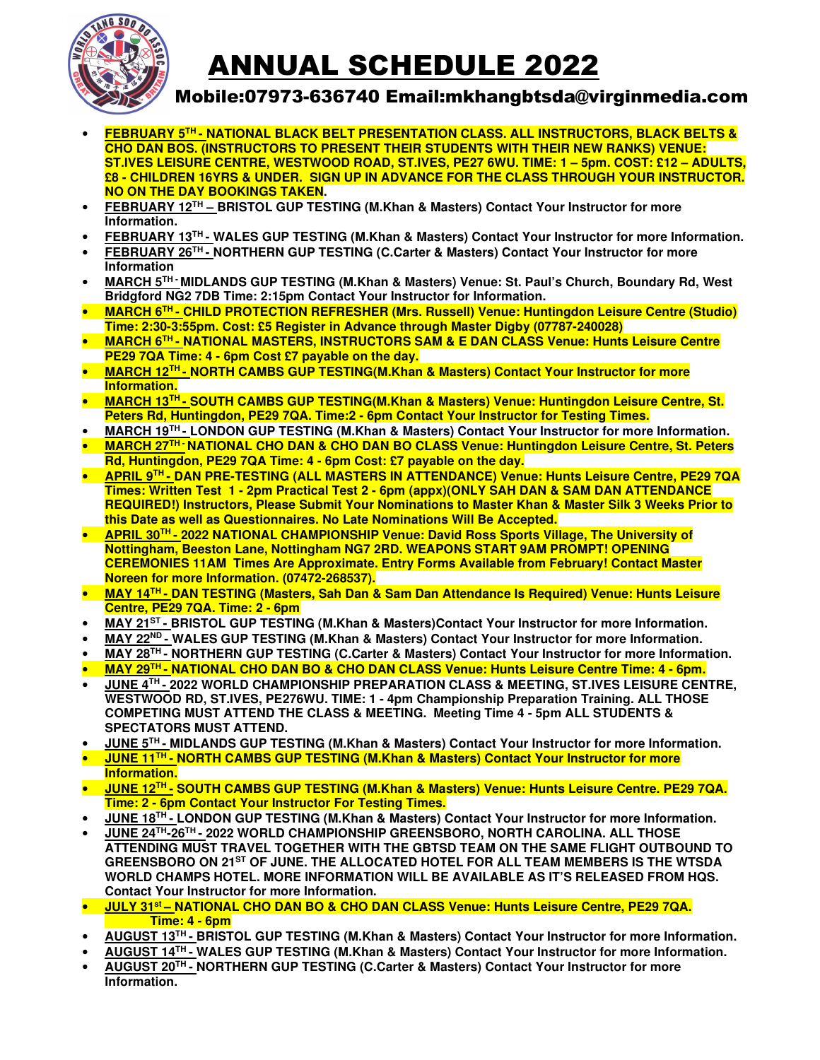# ANNUAL SCHEDULE 2022

## Mobile:07973-636740 Email:mkhangbtsda@virginmedia.com

- **FEBRUARY 5TH - NATIONAL BLACK BELT PRESENTATION CLASS. ALL INSTRUCTORS, BLACK BELTS & CHO DAN BOS. (INSTRUCTORS TO PRESENT THEIR STUDENTS WITH THEIR NEW RANKS) VENUE: ST.IVES LEISURE CENTRE, WESTWOOD ROAD, ST.IVES, PE27 6WU. TIME: 1 – 5pm. COST: £12 – ADULTS, £8 - CHILDREN 16YRS & UNDER. SIGN UP IN ADVANCE FOR THE CLASS THROUGH YOUR INSTRUCTOR. NO ON THE DAY BOOKINGS TAKEN.**
- **FEBRUARY 12TH – BRISTOL GUP TESTING (M.Khan & Masters) Contact Your Instructor for more Information.**
- **FEBRUARY 13TH - WALES GUP TESTING (M.Khan & Masters) Contact Your Instructor for more Information.**
- **FEBRUARY 26TH - NORTHERN GUP TESTING (C.Carter & Masters) Contact Your Instructor for more Information**
- **MARCH 5TH - MIDLANDS GUP TESTING (M.Khan & Masters) Venue: St. Paul's Church, Boundary Rd, West Bridgford NG2 7DB Time: 2:15pm Contact Your Instructor for Information.**
- **MARCH 6TH - CHILD PROTECTION REFRESHER (Mrs. Russell) Venue: Huntingdon Leisure Centre (Studio) Time: 2:30-3:55pm. Cost: £5 Register in Advance through Master Digby (07787-240028)**
- **MARCH 6TH - NATIONAL MASTERS, INSTRUCTORS SAM & E DAN CLASS Venue: Hunts Leisure Centre PE29 7QA Time: 4 - 6pm Cost £7 payable on the day.**
- **MARCH 12TH - NORTH CAMBS GUP TESTING(M.Khan & Masters) Contact Your Instructor for more Information.**
- **MARCH 13TH - SOUTH CAMBS GUP TESTING(M.Khan & Masters) Venue: Huntingdon Leisure Centre, St. Peters Rd, Huntingdon, PE29 7QA. Time:2 - 6pm Contact Your Instructor for Testing Times.**
- **MARCH 19TH - LONDON GUP TESTING (M.Khan & Masters) Contact Your Instructor for more Information.**
- **MARCH 27TH - NATIONAL CHO DAN & CHO DAN BO CLASS Venue: Huntingdon Leisure Centre, St. Peters Rd, Huntingdon, PE29 7QA Time: 4 - 6pm Cost: £7 payable on the day.**
- **APRIL 9TH - DAN PRE-TESTING (ALL MASTERS IN ATTENDANCE) Venue: Hunts Leisure Centre, PE29 7QA Times: Written Test 1 - 2pm Practical Test 2 - 6pm (appx)(ONLY SAH DAN & SAM DAN ATTENDANCE REQUIRED!) Instructors, Please Submit Your Nominations to Master Khan & Master Silk 3 Weeks Prior to this Date as well as Questionnaires. No Late Nominations Will Be Accepted.**
- **APRIL 30TH - 2022 NATIONAL CHAMPIONSHIP Venue: David Ross Sports Village, The University of Nottingham, Beeston Lane, Nottingham NG7 2RD. WEAPONS START 9AM PROMPT! OPENING CEREMONIES 11AM Times Are Approximate. Entry Forms Available from February! Contact Master Noreen for more Information. (07472-268537).**
- **MAY 14TH - DAN TESTING (Masters, Sah Dan & Sam Dan Attendance Is Required) Venue: Hunts Leisure Centre, PE29 7QA. Time: 2 - 6pm**
- **MAY 21ST - BRISTOL GUP TESTING (M.Khan & Masters)Contact Your Instructor for more Information.**
- **MAY 22ND - WALES GUP TESTING (M.Khan & Masters) Contact Your Instructor for more Information.**
- **MAY 28TH - NORTHERN GUP TESTING (C.Carter & Masters) Contact Your Instructor for more Information.**
- **MAY 29TH - NATIONAL CHO DAN BO & CHO DAN CLASS Venue: Hunts Leisure Centre Time: 4 - 6pm.**
- **JUNE 4TH - 2022 WORLD CHAMPIONSHIP PREPARATION CLASS & MEETING, ST.IVES LEISURE CENTRE, WESTWOOD RD, ST.IVES, PE276WU. TIME: 1 - 4pm Championship Preparation Training. ALL THOSE COMPETING MUST ATTEND THE CLASS & MEETING. Meeting Time 4 - 5pm ALL STUDENTS & SPECTATORS MUST ATTEND.**
- **JUNE 5TH - MIDLANDS GUP TESTING (M.Khan & Masters) Contact Your Instructor for more Information.**
- **JUNE 11TH - NORTH CAMBS GUP TESTING (M.Khan & Masters) Contact Your Instructor for more Information.**
- **JUNE 12TH - SOUTH CAMBS GUP TESTING (M.Khan & Masters) Venue: Hunts Leisure Centre. PE29 7QA. Time: 2 - 6pm Contact Your Instructor For Testing Times.**
- **JUNE 18TH - LONDON GUP TESTING (M.Khan & Masters) Contact Your Instructor for more Information.**
- **JUNE 24TH-26TH - 2022 WORLD CHAMPIONSHIP GREENSBORO, NORTH CAROLINA. ALL THOSE ATTENDING MUST TRAVEL TOGETHER WITH THE GBTSD TEAM ON THE SAME FLIGHT OUTBOUND TO GREENSBORO ON 21ST OF JUNE. THE ALLOCATED HOTEL FOR ALL TEAM MEMBERS IS THE WTSDA WORLD CHAMPS HOTEL. MORE INFORMATION WILL BE AVAILABLE AS IT'S RELEASED FROM HQS. Contact Your Instructor for more Information.**
- **JULY 31st – NATIONAL CHO DAN BO & CHO DAN CLASS Venue: Hunts Leisure Centre, PE29 7QA. Time: 4 - 6pm**
- **AUGUST 13TH - BRISTOL GUP TESTING (M.Khan & Masters) Contact Your Instructor for more Information.**
- **AUGUST 14TH - WALES GUP TESTING (M.Khan & Masters) Contact Your Instructor for more Information.**
- **AUGUST 20TH - NORTHERN GUP TESTING (C.Carter & Masters) Contact Your Instructor for more Information.**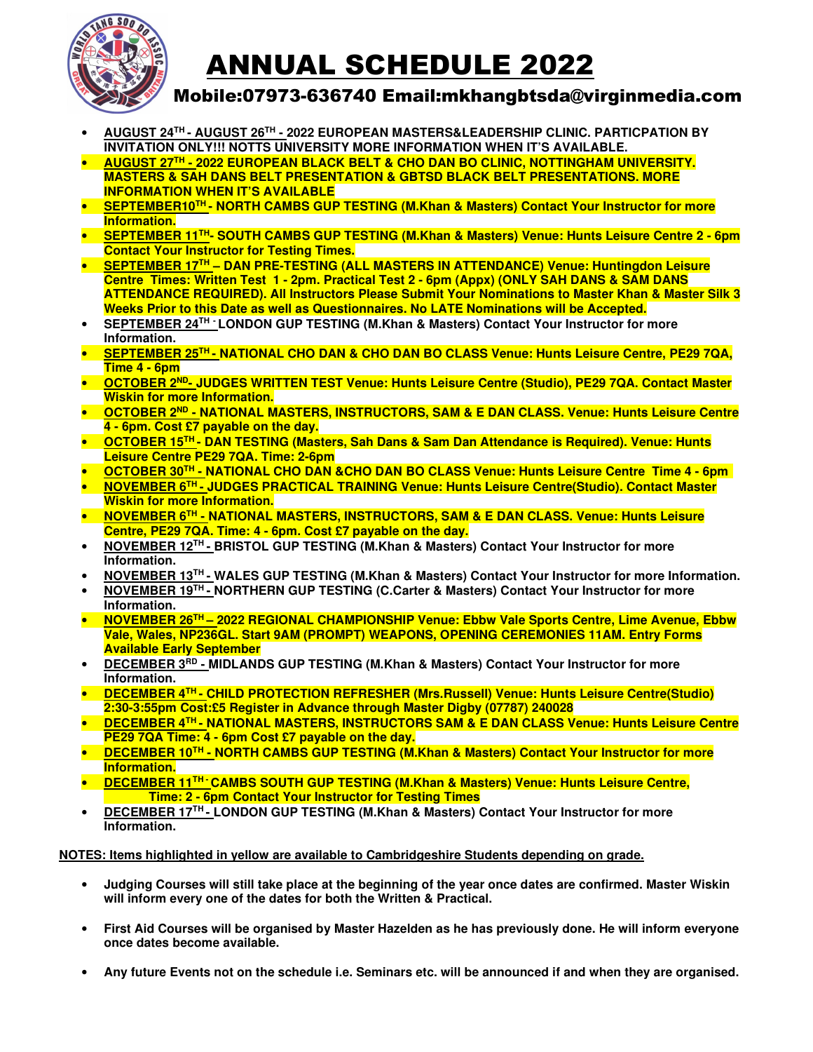# ANNUAL SCHEDULE 2022

## Mobile:07973-636740 Email:mkhangbtsda@virginmedia.com

- **AUGUST 24TH - AUGUST 26TH - 2022 EUROPEAN MASTERS&LEADERSHIP CLINIC. PARTICPATION BY INVITATION ONLY!!! NOTTS UNIVERSITY MORE INFORMATION WHEN IT'S AVAILABLE.**
- **AUGUST 27TH - 2022 EUROPEAN BLACK BELT & CHO DAN BO CLINIC, NOTTINGHAM UNIVERSITY. MASTERS & SAH DANS BELT PRESENTATION & GBTSD BLACK BELT PRESENTATIONS. MORE INFORMATION WHEN IT'S AVAILABLE**
- **SEPTEMBER10TH - NORTH CAMBS GUP TESTING (M.Khan & Masters) Contact Your Instructor for more Information.**
- **SEPTEMBER 11TH- SOUTH CAMBS GUP TESTING (M.Khan & Masters) Venue: Hunts Leisure Centre 2 - 6pm Contact Your Instructor for Testing Times.**
- **SEPTEMBER 17TH – DAN PRE-TESTING (ALL MASTERS IN ATTENDANCE) Venue: Huntingdon Leisure Centre Times: Written Test 1 - 2pm. Practical Test 2 - 6pm (Appx) (ONLY SAH DANS & SAM DANS ATTENDANCE REQUIRED). All Instructors Please Submit Your Nominations to Master Khan & Master Silk 3 Weeks Prior to this Date as well as Questionnaires. No LATE Nominations will be Accepted.**
- **SEPTEMBER 24TH - LONDON GUP TESTING (M.Khan & Masters) Contact Your Instructor for more Information.**
- **SEPTEMBER 25TH - NATIONAL CHO DAN & CHO DAN BO CLASS Venue: Hunts Leisure Centre, PE29 7QA, Time 4 - 6pm**
- **OCTOBER 2ND- JUDGES WRITTEN TEST Venue: Hunts Leisure Centre (Studio), PE29 7QA. Contact Master Wiskin for more Information.**
- **OCTOBER 2ND - NATIONAL MASTERS, INSTRUCTORS, SAM & E DAN CLASS. Venue: Hunts Leisure Centre 4 - 6pm. Cost £7 payable on the day.**
- **OCTOBER 15TH - DAN TESTING (Masters, Sah Dans & Sam Dan Attendance is Required). Venue: Hunts Leisure Centre PE29 7QA. Time: 2-6pm**
- **OCTOBER 30TH - NATIONAL CHO DAN &CHO DAN BO CLASS Venue: Hunts Leisure Centre Time 4 - 6pm**
- **NOVEMBER 6TH - JUDGES PRACTICAL TRAINING Venue: Hunts Leisure Centre(Studio). Contact Master Wiskin for more Information.**
- **NOVEMBER 6TH - NATIONAL MASTERS, INSTRUCTORS, SAM & E DAN CLASS. Venue: Hunts Leisure Centre, PE29 7QA. Time: 4 - 6pm. Cost £7 payable on the day.**
- **NOVEMBER 12TH - BRISTOL GUP TESTING (M.Khan & Masters) Contact Your Instructor for more Information.**
- **NOVEMBER 13TH - WALES GUP TESTING (M.Khan & Masters) Contact Your Instructor for more Information.**
- **NOVEMBER 19TH - NORTHERN GUP TESTING (C.Carter & Masters) Contact Your Instructor for more Information.**
- **NOVEMBER 26TH – 2022 REGIONAL CHAMPIONSHIP Venue: Ebbw Vale Sports Centre, Lime Avenue, Ebbw Vale, Wales, NP236GL. Start 9AM (PROMPT) WEAPONS, OPENING CEREMONIES 11AM. Entry Forms Available Early September**
- **DECEMBER 3RD - MIDLANDS GUP TESTING (M.Khan & Masters) Contact Your Instructor for more Information.**
- **DECEMBER 4TH - CHILD PROTECTION REFRESHER (Mrs.Russell) Venue: Hunts Leisure Centre(Studio) 2:30-3:55pm Cost:£5 Register in Advance through Master Digby (07787) 240028**
- **DECEMBER 4TH - NATIONAL MASTERS, INSTRUCTORS SAM & E DAN CLASS Venue: Hunts Leisure Centre PE29 7QA Time: 4 - 6pm Cost £7 payable on the day.**
- **DECEMBER 10TH - NORTH CAMBS GUP TESTING (M.Khan & Masters) Contact Your Instructor for more Information.**
- **DECEMBER 11TH - CAMBS SOUTH GUP TESTING (M.Khan & Masters) Venue: Hunts Leisure Centre, Time: 2 - 6pm Contact Your Instructor for Testing Times**
- **DECEMBER 17TH - LONDON GUP TESTING (M.Khan & Masters) Contact Your Instructor for more Information.**

**NOTES: Items highlighted in yellow are available to Cambridgeshire Students depending on grade.**

- **Judging Courses will still take place at the beginning of the year once dates are confirmed. Master Wiskin will inform every one of the dates for both the Written & Practical.**
- **First Aid Courses will be organised by Master Hazelden as he has previously done. He will inform everyone once dates become available.**
- **Any future Events not on the schedule i.e. Seminars etc. will be announced if and when they are organised.**